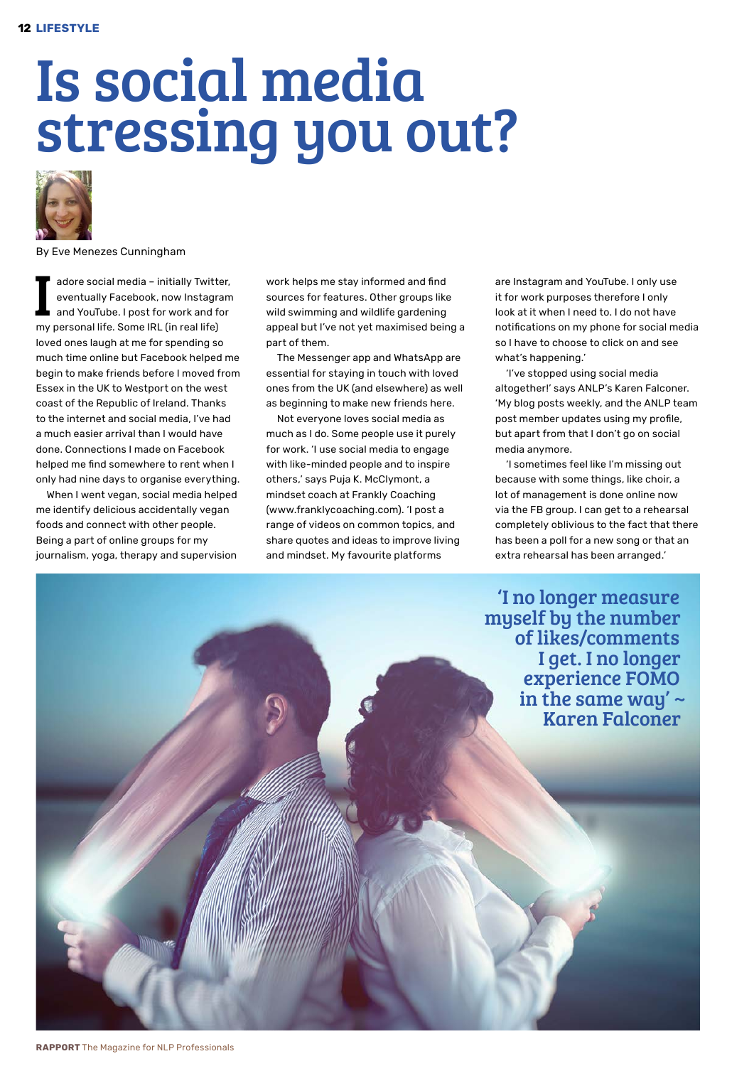# Is social media stressing you out?

By Eve Menezes Cunningham

I adore social media – initially Twitter, eventually Facebook, now Instagram and YouTube. I post for work and for my personal life. Some IRL (in real life) loved ones laugh at me for spending so much time online but Facebook helped me begin to make friends before I moved from Essex in the UK to Westport on the west coast of the Republic of Ireland. Thanks to the internet and social media, I've had a much easier arrival than I would have done. Connections I made on Facebook helped me find somewhere to rent when I only had nine days to organise everything.

When I went vegan, social media helped me identify delicious accidentally vegan foods and connect with other people. Being a part of online groups for my journalism, yoga, therapy and supervision work helps me stay informed and find sources for features. Other groups like wild swimming and wildlife gardening appeal but I've not yet maximised being a part of them.

The Messenger app and WhatsApp are essential for staying in touch with loved ones from the UK (and elsewhere) as well as beginning to make new friends here.

Not everyone loves social media as much as I do. Some people use it purely for work. 'I use social media to engage with like-minded people and to inspire others,' says Puja K. McClymont, a mindset coach at Frankly Coaching (www.franklycoaching.com). 'I post a range of videos on common topics, and share quotes and ideas to improve living and mindset. My favourite platforms are Instagram and YouTube. I only use it for work purposes therefore I only look at it when I need to. I do not have notifications on my phone for social media so I have to choose to click on and see what's happening.'

'I've stopped using social media altogether!' says ANLP's Karen Falconer. 'My blog posts weekly, and the ANLP team post member updates using my profile, but apart from that I don't go on social media anymore.

'I sometimes feel like I'm missing out because with some things, like choir, a lot of management is done online now via the FB group. I can get to a rehearsal completely oblivious to the fact that there has been a poll for a new song or that an extra rehearsal has been arranged.'

> 'I no longer measure myself by the number of likes/comments I get. I no longer experience FOMO in the same way' ~ Karen Falconer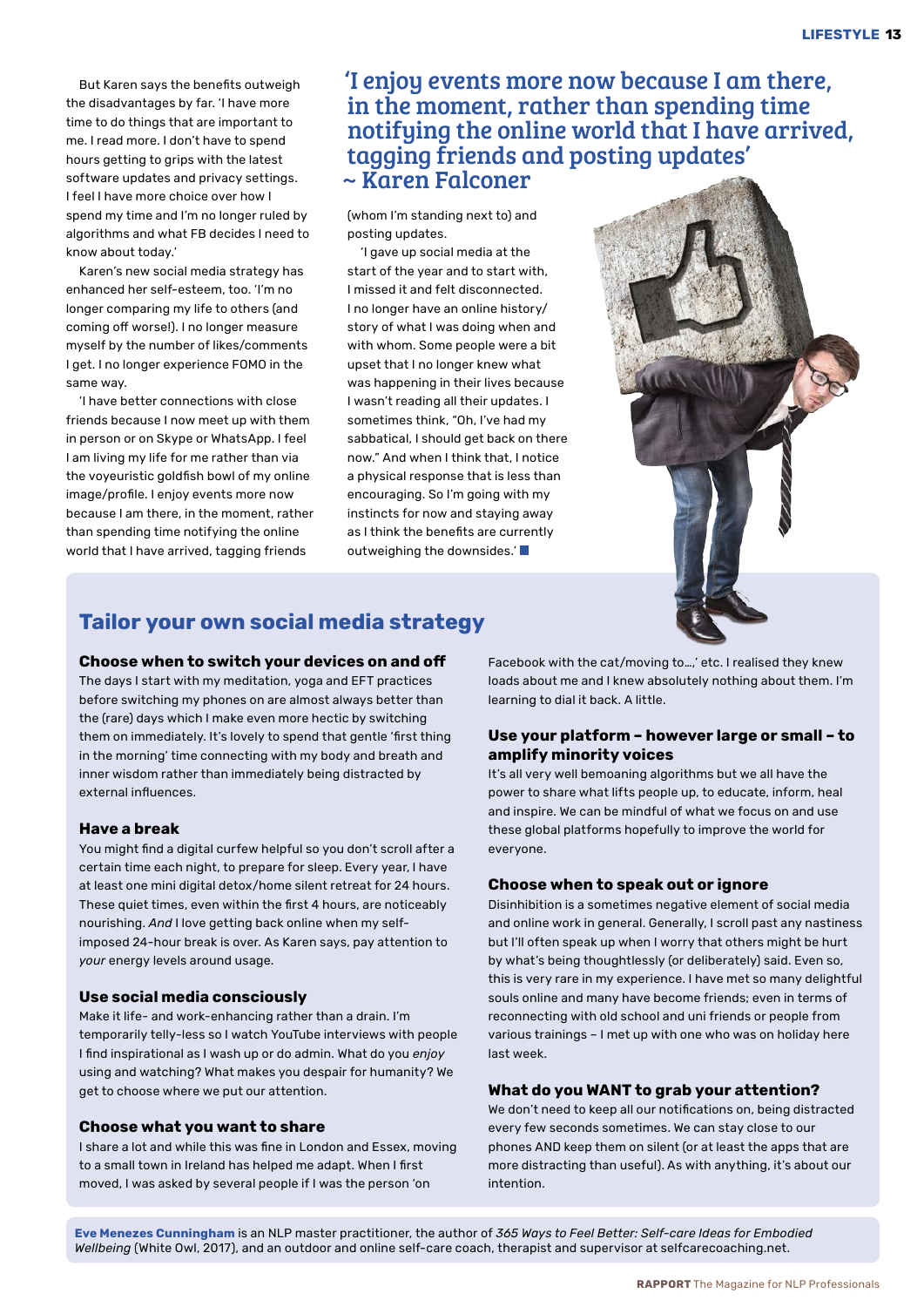But Karen says the benefits outweigh the disadvantages by far. 'I have more time to do things that are important to me. I read more. I don't have to spend hours getting to grips with the latest software updates and privacy settings. I feel I have more choice over how I spend my time and I'm no longer ruled by algorithms and what FB decides I need to know about today.'

Karen's new social media strategy has enhanced her self-esteem, too. 'I'm no longer comparing my life to others (and coming off worse!). I no longer measure myself by the number of likes/comments I get. I no longer experience FOMO in the same way.

'I have better connections with close friends because I now meet up with them in person or on Skype or WhatsApp. I feel I am living my life for me rather than via the voyeuristic goldfish bowl of my online image/profile. I enjoy events more now because I am there, in the moment, rather than spending time notifying the online world that I have arrived, tagging friends (whom I'm standing next to) and posting updates.

> 'I enjoy events more now because I am there, in the moment, rather than spending time notifying the online world that I have arrived, tagging friends and posting updates'
> ~ Karen Falconer

'I gave up social media at the start of the year and to start with, I missed it and felt disconnected. I no longer have an online history/story of what I was doing when and with whom. Some people were a bit upset that I no longer knew what was happening in their lives because I wasn't reading all their updates. I sometimes think, "Oh, I've had my sabbatical, I should get back on there now." And when I think that, I notice a physical response that is less than encouraging. So I'm going with my instincts for now and staying away as I think the benefits are currently outweighing the downsides.'

## Tailor your own social media strategy

### Choose when to switch your devices on and off

The days I start with my meditation, yoga and EFT practices before switching my phones on are almost always better than the (rare) days which I make even more hectic by switching them on immediately. It's lovely to spend that gentle 'first thing in the morning' time connecting with my body and breath and inner wisdom rather than immediately being distracted by external influences.

### Have a break

You might find a digital curfew helpful so you don't scroll after a certain time each night, to prepare for sleep. Every year, I have at least one mini digital detox/home silent retreat for 24 hours. These quiet times, even within the first 4 hours, are noticeably nourishing. *And* I love getting back online when my self-imposed 24-hour break is over. As Karen says, pay attention to *your* energy levels around usage.

### Use social media consciously

Make it life- and work-enhancing rather than a drain. I'm temporarily telly-less so I watch YouTube interviews with people I find inspirational as I wash up or do admin. What do you *enjoy* using and watching? What makes you despair for humanity? We get to choose where we put our attention.

### Choose what you want to share

I share a lot and while this was fine in London and Essex, moving to a small town in Ireland has helped me adapt. When I first moved, I was asked by several people if I was the person 'on Facebook with the cat/moving to…,' etc. I realised they knew loads about me and I knew absolutely nothing about them. I'm learning to dial it back. A little.

### Use your platform – however large or small – to amplify minority voices

It's all very well bemoaning algorithms but we all have the power to share what lifts people up, to educate, inform, heal and inspire. We can be mindful of what we focus on and use these global platforms hopefully to improve the world for everyone.

### Choose when to speak out or ignore

Disinhibition is a sometimes negative element of social media and online work in general. Generally, I scroll past any nastiness but I'll often speak up when I worry that others might be hurt by what's being thoughtlessly (or deliberately) said. Even so, this is very rare in my experience. I have met so many delightful souls online and many have become friends; even in terms of reconnecting with old school and uni friends or people from various trainings – I met up with one who was on holiday here last week.

### What do you WANT to grab your attention?

We don't need to keep all our notifications on, being distracted every few seconds sometimes. We can stay close to our phones AND keep them on silent (or at least the apps that are more distracting than useful). As with anything, it's about our intention.

**Eve Menezes Cunningham** is an NLP master practitioner, the author of *365 Ways to Feel Better: Self-care Ideas for Embodied Wellbeing* (White Owl, 2017), and an outdoor and online self-care coach, therapist and supervisor at selfcarecoaching.net.